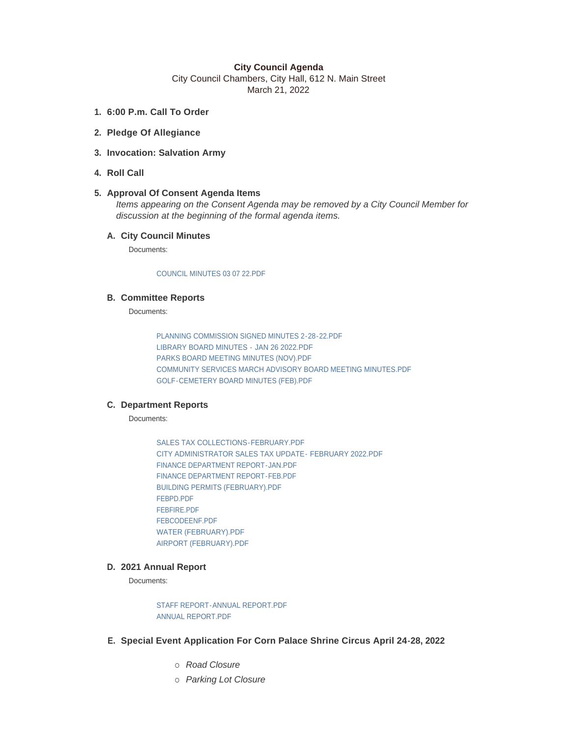# City Council Agenda

City Council Chambers, City Hall, 612 N. Main Street
March 21, 2022

1. **6:00 P.m. Call To Order**

2. **Pledge Of Allegiance**

3. **Invocation: Salvation Army**

4. **Roll Call**

5. **Approval Of Consent Agenda Items**

   *Items appearing on the Consent Agenda may be removed by a City Council Member for discussion at the beginning of the formal agenda items.*

   A. **City Council Minutes**

      Documents:

      COUNCIL MINUTES 03 07 22.PDF

   B. **Committee Reports**

      Documents:

      PLANNING COMMISSION SIGNED MINUTES 2-28-22.PDF
      LIBRARY BOARD MINUTES - JAN 26 2022.PDF
      PARKS BOARD MEETING MINUTES (NOV).PDF
      COMMUNITY SERVICES MARCH ADVISORY BOARD MEETING MINUTES.PDF
      GOLF-CEMETERY BOARD MINUTES (FEB).PDF

   C. **Department Reports**

      Documents:

      SALES TAX COLLECTIONS-FEBRUARY.PDF
      CITY ADMINISTRATOR SALES TAX UPDATE- FEBRUARY 2022.PDF
      FINANCE DEPARTMENT REPORT-JAN.PDF
      FINANCE DEPARTMENT REPORT-FEB.PDF
      BUILDING PERMITS (FEBRUARY).PDF
      FEBPD.PDF
      FEBFIRE.PDF
      FEBCODEENF.PDF
      WATER (FEBRUARY).PDF
      AIRPORT (FEBRUARY).PDF

   D. **2021 Annual Report**

      Documents:

      STAFF REPORT-ANNUAL REPORT.PDF
      ANNUAL REPORT.PDF

   E. **Special Event Application For Corn Palace Shrine Circus April 24-28, 2022**

      - *Road Closure*
      - *Parking Lot Closure*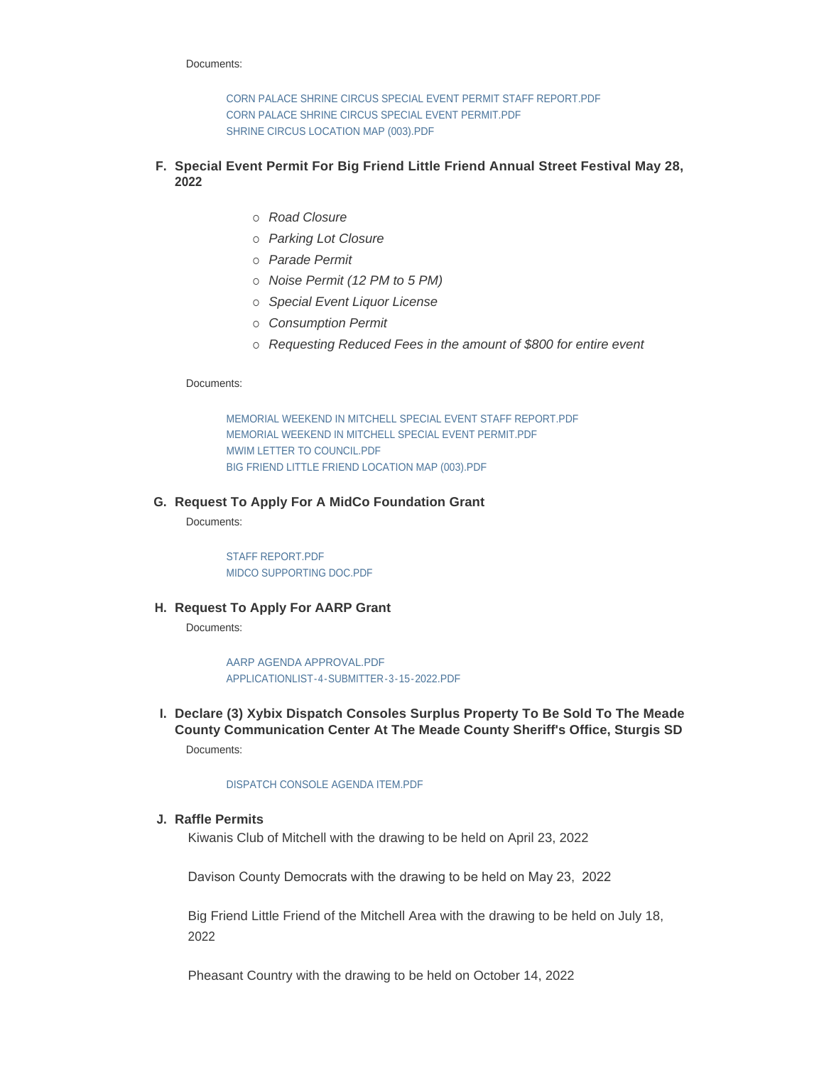Documents:

- CORN PALACE SHRINE CIRCUS SPECIAL EVENT PERMIT STAFF REPORT.PDF
- CORN PALACE SHRINE CIRCUS SPECIAL EVENT PERMIT.PDF
- SHRINE CIRCUS LOCATION MAP (003).PDF

**F. Special Event Permit For Big Friend Little Friend Annual Street Festival May 28, 2022**

- *Road Closure*
- *Parking Lot Closure*
- *Parade Permit*
- *Noise Permit (12 PM to 5 PM)*
- *Special Event Liquor License*
- *Consumption Permit*
- *Requesting Reduced Fees in the amount of $800 for entire event*

Documents:

- MEMORIAL WEEKEND IN MITCHELL SPECIAL EVENT STAFF REPORT.PDF
- MEMORIAL WEEKEND IN MITCHELL SPECIAL EVENT PERMIT.PDF
- MWIM LETTER TO COUNCIL.PDF
- BIG FRIEND LITTLE FRIEND LOCATION MAP (003).PDF

**G. Request To Apply For A MidCo Foundation Grant**

Documents:

- STAFF REPORT.PDF
- MIDCO SUPPORTING DOC.PDF

**H. Request To Apply For AARP Grant**

Documents:

- AARP AGENDA APPROVAL.PDF
- APPLICATIONLIST-4-SUBMITTER-3-15-2022.PDF

**I. Declare (3) Xybix Dispatch Consoles Surplus Property To Be Sold To The Meade County Communication Center At The Meade County Sheriff's Office, Sturgis SD**

Documents:

- DISPATCH CONSOLE AGENDA ITEM.PDF

**J. Raffle Permits**

Kiwanis Club of Mitchell with the drawing to be held on April 23, 2022

Davison County Democrats with the drawing to be held on May 23, 2022

Big Friend Little Friend of the Mitchell Area with the drawing to be held on July 18, 2022

Pheasant Country with the drawing to be held on October 14, 2022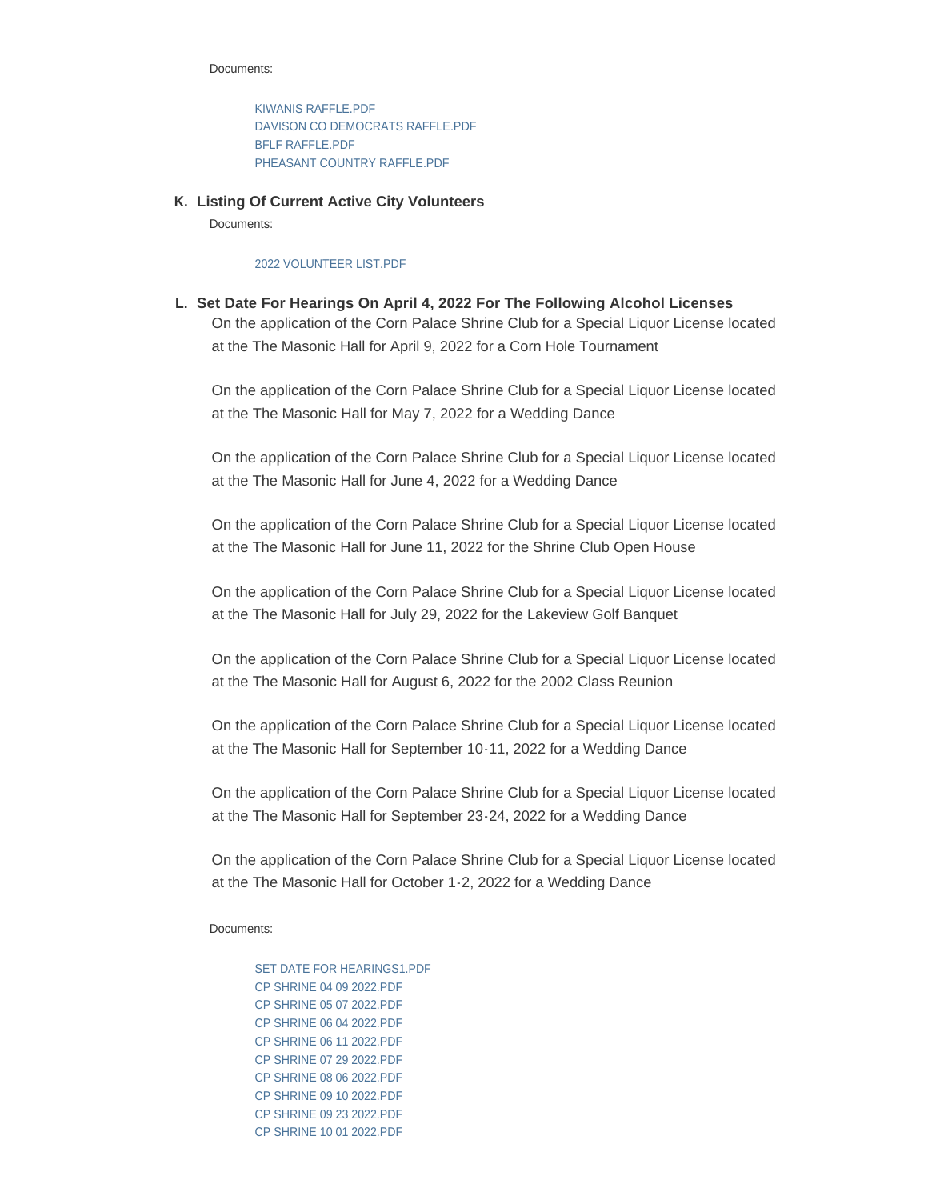Documents:

- KIWANIS RAFFLE.PDF
- DAVISON CO DEMOCRATS RAFFLE.PDF
- BFLF RAFFLE.PDF
- PHEASANT COUNTRY RAFFLE.PDF

**K. Listing Of Current Active City Volunteers**

Documents:

- 2022 VOLUNTEER LIST.PDF

**L. Set Date For Hearings On April 4, 2022 For The Following Alcohol Licenses**

On the application of the Corn Palace Shrine Club for a Special Liquor License located at the The Masonic Hall for April 9, 2022 for a Corn Hole Tournament

On the application of the Corn Palace Shrine Club for a Special Liquor License located at the The Masonic Hall for May 7, 2022 for a Wedding Dance

On the application of the Corn Palace Shrine Club for a Special Liquor License located at the The Masonic Hall for June 4, 2022 for a Wedding Dance

On the application of the Corn Palace Shrine Club for a Special Liquor License located at the The Masonic Hall for June 11, 2022 for the Shrine Club Open House

On the application of the Corn Palace Shrine Club for a Special Liquor License located at the The Masonic Hall for July 29, 2022 for the Lakeview Golf Banquet

On the application of the Corn Palace Shrine Club for a Special Liquor License located at the The Masonic Hall for August 6, 2022 for the 2002 Class Reunion

On the application of the Corn Palace Shrine Club for a Special Liquor License located at the The Masonic Hall for September 10-11, 2022 for a Wedding Dance

On the application of the Corn Palace Shrine Club for a Special Liquor License located at the The Masonic Hall for September 23-24, 2022 for a Wedding Dance

On the application of the Corn Palace Shrine Club for a Special Liquor License located at the The Masonic Hall for October 1-2, 2022 for a Wedding Dance

Documents:

- SET DATE FOR HEARINGS1.PDF
- CP SHRINE 04 09 2022.PDF
- CP SHRINE 05 07 2022.PDF
- CP SHRINE 06 04 2022.PDF
- CP SHRINE 06 11 2022.PDF
- CP SHRINE 07 29 2022.PDF
- CP SHRINE 08 06 2022.PDF
- CP SHRINE 09 10 2022.PDF
- CP SHRINE 09 23 2022.PDF
- CP SHRINE 10 01 2022.PDF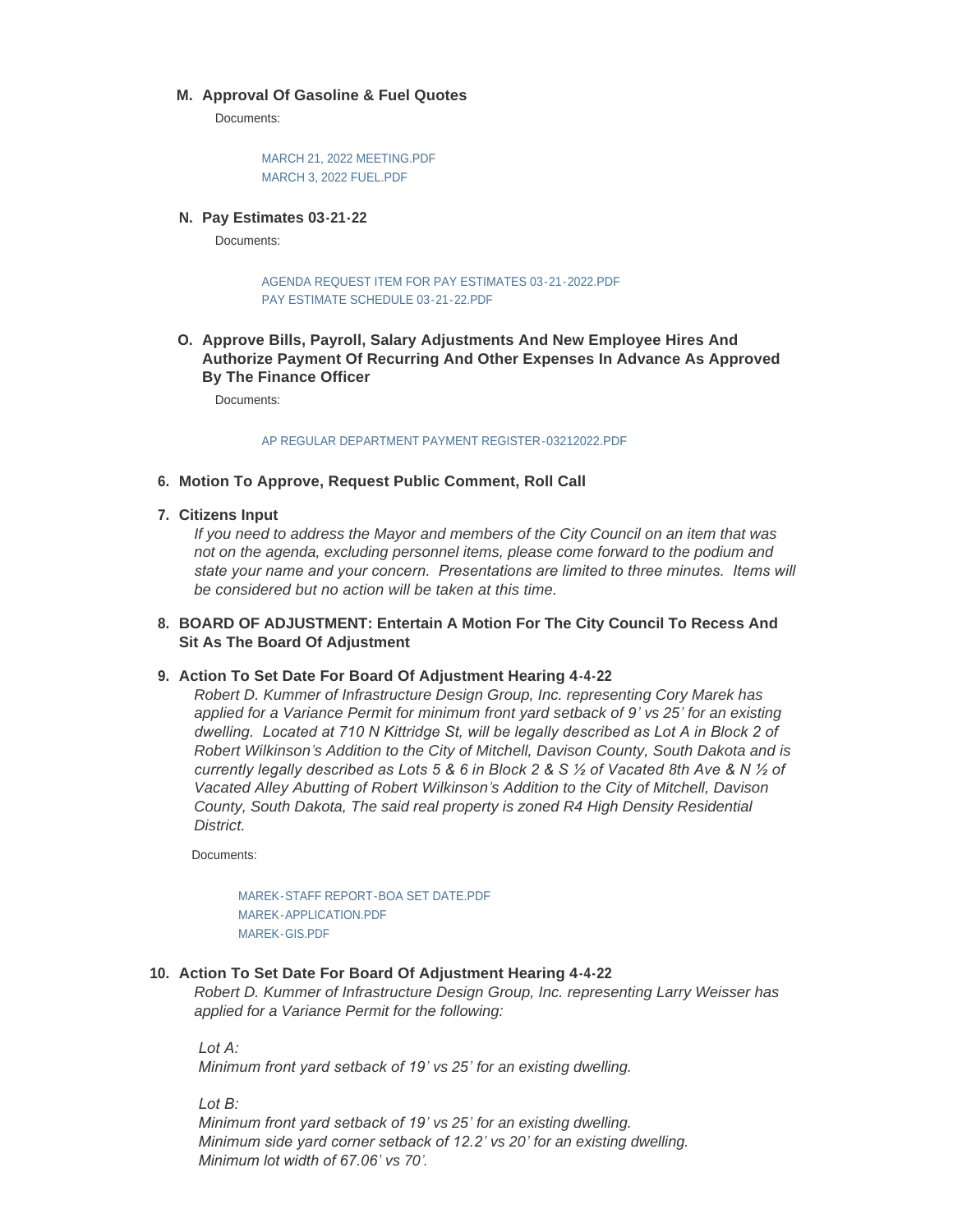**M. Approval Of Gasoline & Fuel Quotes**

Documents:

MARCH 21, 2022 MEETING.PDF
MARCH 3, 2022 FUEL.PDF

**N. Pay Estimates 03-21-22**

Documents:

AGENDA REQUEST ITEM FOR PAY ESTIMATES 03-21-2022.PDF
PAY ESTIMATE SCHEDULE 03-21-22.PDF

**O. Approve Bills, Payroll, Salary Adjustments And New Employee Hires And Authorize Payment Of Recurring And Other Expenses In Advance As Approved By The Finance Officer**

Documents:

AP REGULAR DEPARTMENT PAYMENT REGISTER-03212022.PDF

**6. Motion To Approve, Request Public Comment, Roll Call**

**7. Citizens Input**

*If you need to address the Mayor and members of the City Council on an item that was not on the agenda, excluding personnel items, please come forward to the podium and state your name and your concern. Presentations are limited to three minutes. Items will be considered but no action will be taken at this time.*

**8. BOARD OF ADJUSTMENT: Entertain A Motion For The City Council To Recess And Sit As The Board Of Adjustment**

**9. Action To Set Date For Board Of Adjustment Hearing 4-4-22**

*Robert D. Kummer of Infrastructure Design Group, Inc. representing Cory Marek has applied for a Variance Permit for minimum front yard setback of 9' vs 25' for an existing dwelling. Located at 710 N Kittridge St, will be legally described as Lot A in Block 2 of Robert Wilkinson's Addition to the City of Mitchell, Davison County, South Dakota and is currently legally described as Lots 5 & 6 in Block 2 & S ½ of Vacated 8th Ave & N ½ of Vacated Alley Abutting of Robert Wilkinson's Addition to the City of Mitchell, Davison County, South Dakota, The said real property is zoned R4 High Density Residential District.*

Documents:

MAREK-STAFF REPORT-BOA SET DATE.PDF
MAREK-APPLICATION.PDF
MAREK-GIS.PDF

**10. Action To Set Date For Board Of Adjustment Hearing 4-4-22**

*Robert D. Kummer of Infrastructure Design Group, Inc. representing Larry Weisser has applied for a Variance Permit for the following:*

*Lot A:*
*Minimum front yard setback of 19' vs 25' for an existing dwelling.*

*Lot B:*
*Minimum front yard setback of 19' vs 25' for an existing dwelling.*
*Minimum side yard corner setback of 12.2' vs 20' for an existing dwelling.*
*Minimum lot width of 67.06' vs 70'.*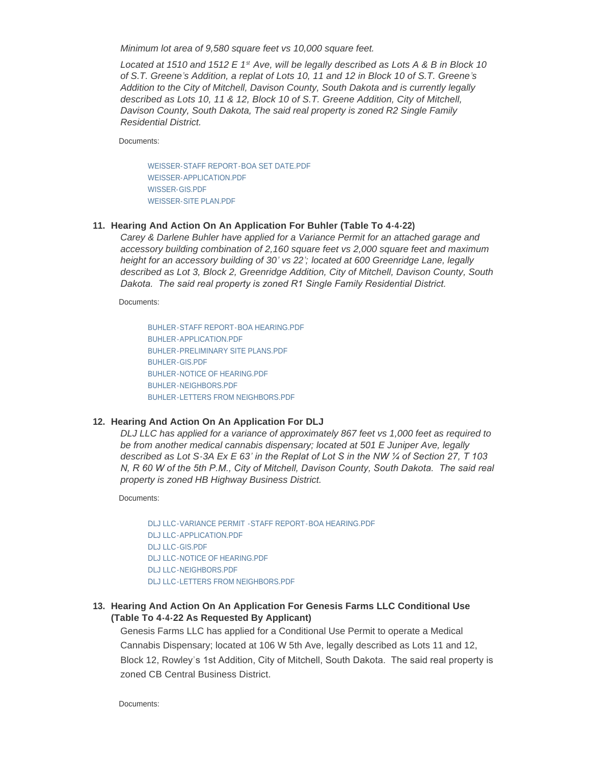*Minimum lot area of 9,580 square feet vs 10,000 square feet.*

*Located at 1510 and 1512 E 1st Ave, will be legally described as Lots A & B in Block 10 of S.T. Greene's Addition, a replat of Lots 10, 11 and 12 in Block 10 of S.T. Greene's Addition to the City of Mitchell, Davison County, South Dakota and is currently legally described as Lots 10, 11 & 12, Block 10 of S.T. Greene Addition, City of Mitchell, Davison County, South Dakota, The said real property is zoned R2 Single Family Residential District.*

Documents:

- WEISSER-STAFF REPORT-BOA SET DATE.PDF
- WEISSER-APPLICATION.PDF
- WISSER-GIS.PDF
- WEISSER-SITE PLAN.PDF

**11. Hearing And Action On An Application For Buhler (Table To 4-4-22)**

*Carey & Darlene Buhler have applied for a Variance Permit for an attached garage and accessory building combination of 2,160 square feet vs 2,000 square feet and maximum height for an accessory building of 30' vs 22'; located at 600 Greenridge Lane, legally described as Lot 3, Block 2, Greenridge Addition, City of Mitchell, Davison County, South Dakota. The said real property is zoned R1 Single Family Residential District.*

Documents:

- BUHLER-STAFF REPORT-BOA HEARING.PDF
- BUHLER-APPLICATION.PDF
- BUHLER-PRELIMINARY SITE PLANS.PDF
- BUHLER-GIS.PDF
- BUHLER-NOTICE OF HEARING.PDF
- BUHLER-NEIGHBORS.PDF
- BUHLER-LETTERS FROM NEIGHBORS.PDF

**12. Hearing And Action On An Application For DLJ**

*DLJ LLC has applied for a variance of approximately 867 feet vs 1,000 feet as required to be from another medical cannabis dispensary; located at 501 E Juniper Ave, legally described as Lot S-3A Ex E 63' in the Replat of Lot S in the NW ¼ of Section 27, T 103 N, R 60 W of the 5th P.M., City of Mitchell, Davison County, South Dakota. The said real property is zoned HB Highway Business District.*

Documents:

- DLJ LLC-VARIANCE PERMIT -STAFF REPORT-BOA HEARING.PDF
- DLJ LLC-APPLICATION.PDF
- DLJ LLC-GIS.PDF
- DLJ LLC-NOTICE OF HEARING.PDF
- DLJ LLC-NEIGHBORS.PDF
- DLJ LLC-LETTERS FROM NEIGHBORS.PDF

**13. Hearing And Action On An Application For Genesis Farms LLC Conditional Use (Table To 4-4-22 As Requested By Applicant)**

Genesis Farms LLC has applied for a Conditional Use Permit to operate a Medical Cannabis Dispensary; located at 106 W 5th Ave, legally described as Lots 11 and 12, Block 12, Rowley's 1st Addition, City of Mitchell, South Dakota. The said real property is zoned CB Central Business District.

Documents: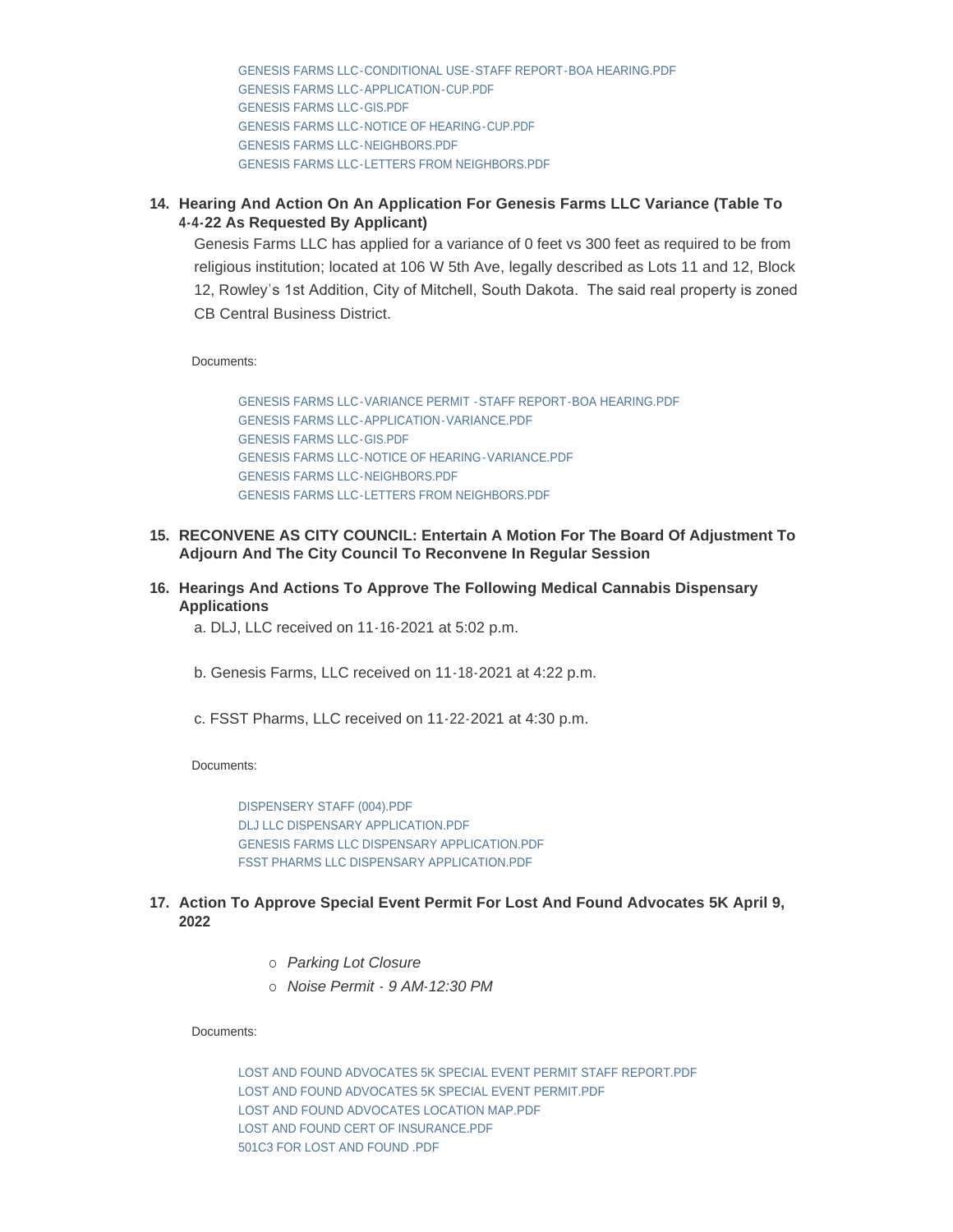GENESIS FARMS LLC-CONDITIONAL USE-STAFF REPORT-BOA HEARING.PDF
GENESIS FARMS LLC-APPLICATION-CUP.PDF
GENESIS FARMS LLC-GIS.PDF
GENESIS FARMS LLC-NOTICE OF HEARING-CUP.PDF
GENESIS FARMS LLC-NEIGHBORS.PDF
GENESIS FARMS LLC-LETTERS FROM NEIGHBORS.PDF

**14. Hearing And Action On An Application For Genesis Farms LLC Variance (Table To 4-4-22 As Requested By Applicant)**

Genesis Farms LLC has applied for a variance of 0 feet vs 300 feet as required to be from religious institution; located at 106 W 5th Ave, legally described as Lots 11 and 12, Block 12, Rowley's 1st Addition, City of Mitchell, South Dakota. The said real property is zoned CB Central Business District.

Documents:

GENESIS FARMS LLC-VARIANCE PERMIT -STAFF REPORT-BOA HEARING.PDF
GENESIS FARMS LLC-APPLICATION-VARIANCE.PDF
GENESIS FARMS LLC-GIS.PDF
GENESIS FARMS LLC-NOTICE OF HEARING-VARIANCE.PDF
GENESIS FARMS LLC-NEIGHBORS.PDF
GENESIS FARMS LLC-LETTERS FROM NEIGHBORS.PDF

**15. RECONVENE AS CITY COUNCIL: Entertain A Motion For The Board Of Adjustment To Adjourn And The City Council To Reconvene In Regular Session**

**16. Hearings And Actions To Approve The Following Medical Cannabis Dispensary Applications**

a. DLJ, LLC received on 11-16-2021 at 5:02 p.m.

b. Genesis Farms, LLC received on 11-18-2021 at 4:22 p.m.

c. FSST Pharms, LLC received on 11-22-2021 at 4:30 p.m.

Documents:

DISPENSERY STAFF (004).PDF
DLJ LLC DISPENSARY APPLICATION.PDF
GENESIS FARMS LLC DISPENSARY APPLICATION.PDF
FSST PHARMS LLC DISPENSARY APPLICATION.PDF

**17. Action To Approve Special Event Permit For Lost And Found Advocates 5K April 9, 2022**

- *Parking Lot Closure*
- *Noise Permit - 9 AM-12:30 PM*

Documents:

LOST AND FOUND ADVOCATES 5K SPECIAL EVENT PERMIT STAFF REPORT.PDF
LOST AND FOUND ADVOCATES 5K SPECIAL EVENT PERMIT.PDF
LOST AND FOUND ADVOCATES LOCATION MAP.PDF
LOST AND FOUND CERT OF INSURANCE.PDF
501C3 FOR LOST AND FOUND .PDF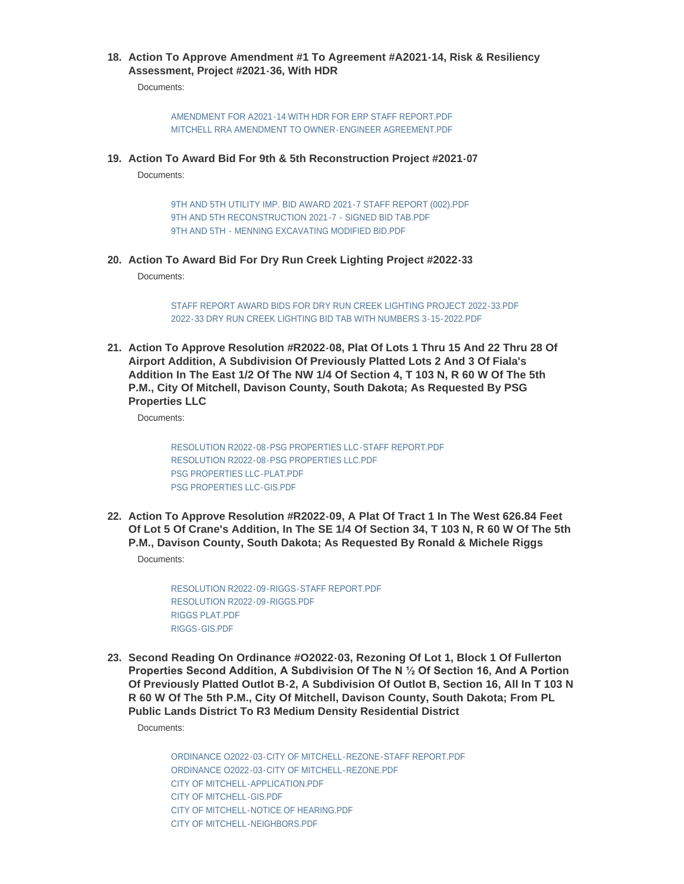18. **Action To Approve Amendment #1 To Agreement #A2021-14, Risk & Resiliency Assessment, Project #2021-36, With HDR**

    Documents:

    AMENDMENT FOR A2021-14 WITH HDR FOR ERP STAFF REPORT.PDF
    MITCHELL RRA AMENDMENT TO OWNER-ENGINEER AGREEMENT.PDF

19. **Action To Award Bid For 9th & 5th Reconstruction Project #2021-07**

    Documents:

    9TH AND 5TH UTILITY IMP. BID AWARD 2021-7 STAFF REPORT (002).PDF
    9TH AND 5TH RECONSTRUCTION 2021-7 - SIGNED BID TAB.PDF
    9TH AND 5TH - MENNING EXCAVATING MODIFIED BID.PDF

20. **Action To Award Bid For Dry Run Creek Lighting Project #2022-33**

    Documents:

    STAFF REPORT AWARD BIDS FOR DRY RUN CREEK LIGHTING PROJECT 2022-33.PDF
    2022-33 DRY RUN CREEK LIGHTING BID TAB WITH NUMBERS 3-15-2022.PDF

21. **Action To Approve Resolution #R2022-08, Plat Of Lots 1 Thru 15 And 22 Thru 28 Of Airport Addition, A Subdivision Of Previously Platted Lots 2 And 3 Of Fiala's Addition In The East 1/2 Of The NW 1/4 Of Section 4, T 103 N, R 60 W Of The 5th P.M., City Of Mitchell, Davison County, South Dakota; As Requested By PSG Properties LLC**

    Documents:

    RESOLUTION R2022-08-PSG PROPERTIES LLC-STAFF REPORT.PDF
    RESOLUTION R2022-08-PSG PROPERTIES LLC.PDF
    PSG PROPERTIES LLC-PLAT.PDF
    PSG PROPERTIES LLC-GIS.PDF

22. **Action To Approve Resolution #R2022-09, A Plat Of Tract 1 In The West 626.84 Feet Of Lot 5 Of Crane's Addition, In The SE 1/4 Of Section 34, T 103 N, R 60 W Of The 5th P.M., Davison County, South Dakota; As Requested By Ronald & Michele Riggs**

    Documents:

    RESOLUTION R2022-09-RIGGS-STAFF REPORT.PDF
    RESOLUTION R2022-09-RIGGS.PDF
    RIGGS PLAT.PDF
    RIGGS-GIS.PDF

23. **Second Reading On Ordinance #O2022-03, Rezoning Of Lot 1, Block 1 Of Fullerton Properties Second Addition, A Subdivision Of The N ½ Of Section 16, And A Portion Of Previously Platted Outlot B-2, A Subdivision Of Outlot B, Section 16, All In T 103 N R 60 W Of The 5th P.M., City Of Mitchell, Davison County, South Dakota; From PL Public Lands District To R3 Medium Density Residential District**

    Documents:

    ORDINANCE O2022-03-CITY OF MITCHELL-REZONE-STAFF REPORT.PDF
    ORDINANCE O2022-03-CITY OF MITCHELL-REZONE.PDF
    CITY OF MITCHELL-APPLICATION.PDF
    CITY OF MITCHELL-GIS.PDF
    CITY OF MITCHELL-NOTICE OF HEARING.PDF
    CITY OF MITCHELL-NEIGHBORS.PDF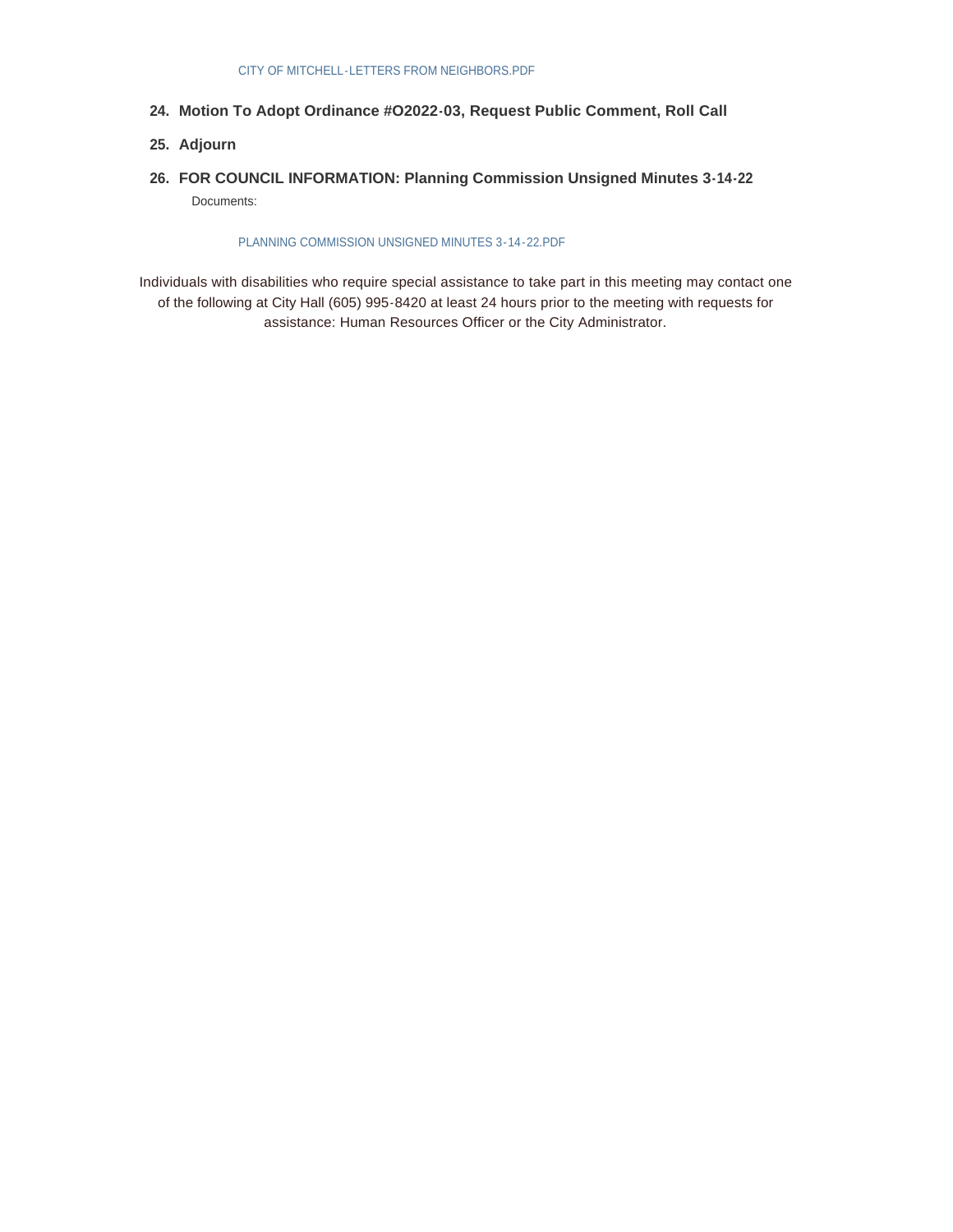CITY OF MITCHELL-LETTERS FROM NEIGHBORS.PDF

24. **Motion To Adopt Ordinance #O2022-03, Request Public Comment, Roll Call**

25. **Adjourn**

26. **FOR COUNCIL INFORMATION: Planning Commission Unsigned Minutes 3-14-22**

    Documents:

    PLANNING COMMISSION UNSIGNED MINUTES 3-14-22.PDF

Individuals with disabilities who require special assistance to take part in this meeting may contact one of the following at City Hall (605) 995-8420 at least 24 hours prior to the meeting with requests for assistance: Human Resources Officer or the City Administrator.